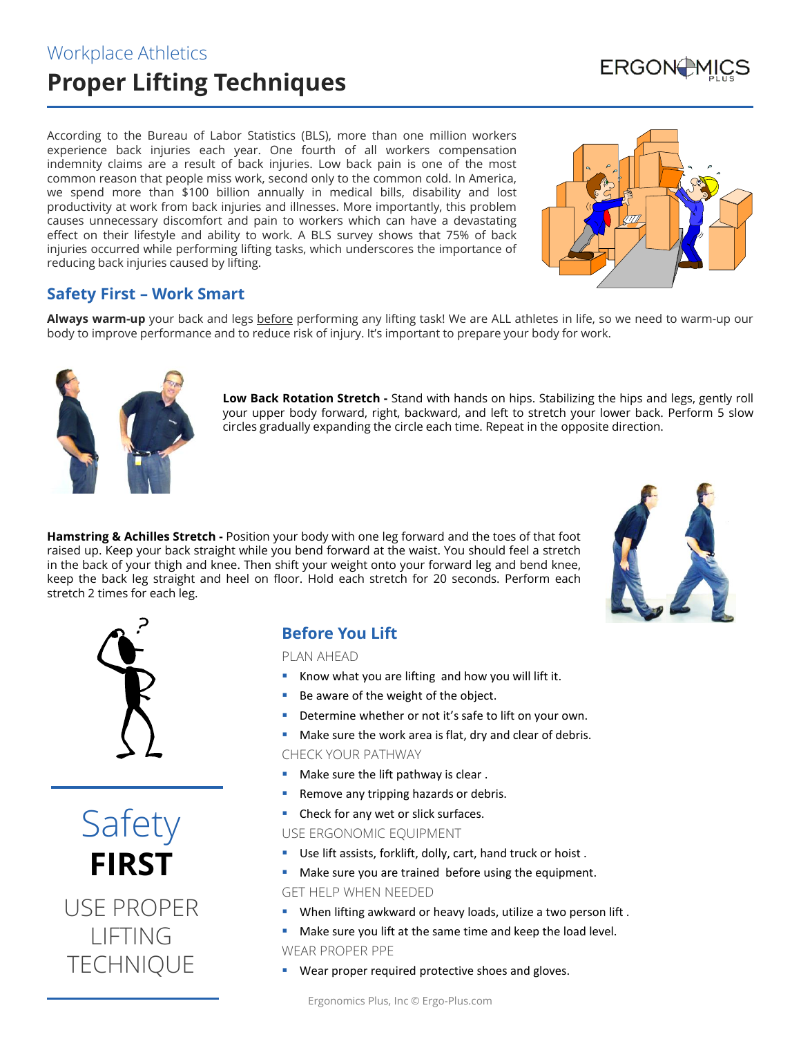Workplace Athletics

# Proper Lifting Techniques

ERGONOMICS PLUS

According to the Bureau of Labor Statistics (BLS), more than one million workers experience back injuries each year. One fourth of all workers compensation indemnity claims are a result of back injuries. Low back pain is one of the most common reason that people miss work, second only to the common cold. In America, we spend more than $100 billion annually in medical bills, disability and lost productivity at work from back injuries and illnesses. More importantly, this problem causes unnecessary discomfort and pain to workers which can have a devastating effect on their lifestyle and ability to work. A BLS survey shows that 75% of back injuries occurred while performing lifting tasks, which underscores the importance of reducing back injuries caused by lifting.

## Safety First – Work Smart

**Always warm-up** your back and legs before performing any lifting task! We are ALL athletes in life, so we need to warm-up our body to improve performance and to reduce risk of injury. It's important to prepare your body for work.

**Low Back Rotation Stretch -** Stand with hands on hips. Stabilizing the hips and legs, gently roll your upper body forward, right, backward, and left to stretch your lower back. Perform 5 slow circles gradually expanding the circle each time. Repeat in the opposite direction.

**Hamstring & Achilles Stretch -** Position your body with one leg forward and the toes of that foot raised up. Keep your back straight while you bend forward at the waist. You should feel a stretch in the back of your thigh and knee. Then shift your weight onto your forward leg and bend knee, keep the back leg straight and heel on floor. Hold each stretch for 20 seconds. Perform each stretch 2 times for each leg.

Safety **FIRST**

USE PROPER LIFTING TECHNIQUE

## Before You Lift

PLAN AHEAD

- Know what you are lifting and how you will lift it.
- Be aware of the weight of the object.
- Determine whether or not it's safe to lift on your own.
- Make sure the work area is flat, dry and clear of debris.

CHECK YOUR PATHWAY

- Make sure the lift pathway is clear .
- Remove any tripping hazards or debris.
- Check for any wet or slick surfaces.

USE ERGONOMIC EQUIPMENT

- Use lift assists, forklift, dolly, cart, hand truck or hoist .
- Make sure you are trained before using the equipment.

GET HELP WHEN NEEDED

- When lifting awkward or heavy loads, utilize a two person lift .
- Make sure you lift at the same time and keep the load level.

WEAR PROPER PPE

- Wear proper required protective shoes and gloves.

Ergonomics Plus, Inc © Ergo-Plus.com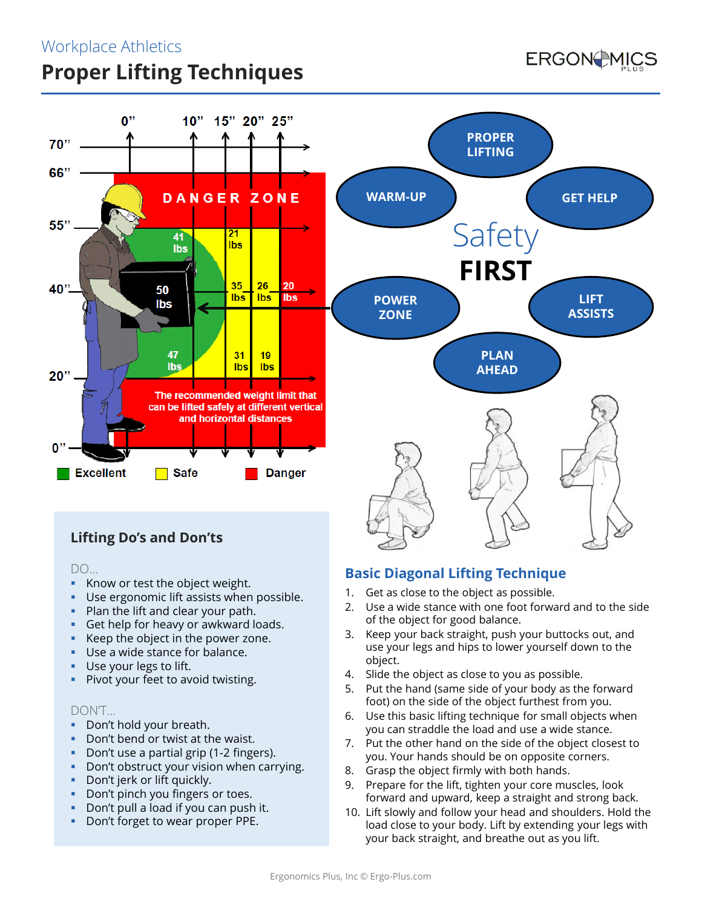Workplace Athletics

# Proper Lifting Techniques

ERGONOMICS PLUS

0” 10” 15” 20” 25”

70”
66”
55”
40”
20”
0”

DANGER ZONE

41 lbs
21 lbs
50 lbs
35 lbs
26 lbs
20 lbs
47 lbs
31 lbs
19 lbs

The recommended weight limit that can be lifted safely at different vertical and horizontal distances

Excellent
Safe
Danger

PROPER LIFTING
WARM-UP
GET HELP
Safety FIRST
POWER ZONE
LIFT ASSISTS
PLAN AHEAD

## Lifting Do’s and Don’ts

DO…

- Know or test the object weight.
- Use ergonomic lift assists when possible.
- Plan the lift and clear your path.
- Get help for heavy or awkward loads.
- Keep the object in the power zone.
- Use a wide stance for balance.
- Use your legs to lift.
- Pivot your feet to avoid twisting.

DON’T…

- Don’t hold your breath.
- Don’t bend or twist at the waist.
- Don’t use a partial grip (1-2 fingers).
- Don’t obstruct your vision when carrying.
- Don’t jerk or lift quickly.
- Don’t pinch you fingers or toes.
- Don’t pull a load if you can push it.
- Don’t forget to wear proper PPE.

## Basic Diagonal Lifting Technique

1. Get as close to the object as possible.
2. Use a wide stance with one foot forward and to the side of the object for good balance.
3. Keep your back straight, push your buttocks out, and use your legs and hips to lower yourself down to the object.
4. Slide the object as close to you as possible.
5. Put the hand (same side of your body as the forward foot) on the side of the object furthest from you.
6. Use this basic lifting technique for small objects when you can straddle the load and use a wide stance.
7. Put the other hand on the side of the object closest to you. Your hands should be on opposite corners.
8. Grasp the object firmly with both hands.
9. Prepare for the lift, tighten your core muscles, look forward and upward, keep a straight and strong back.
10. Lift slowly and follow your head and shoulders. Hold the load close to your body. Lift by extending your legs with your back straight, and breathe out as you lift.

Ergonomics Plus, Inc © Ergo-Plus.com